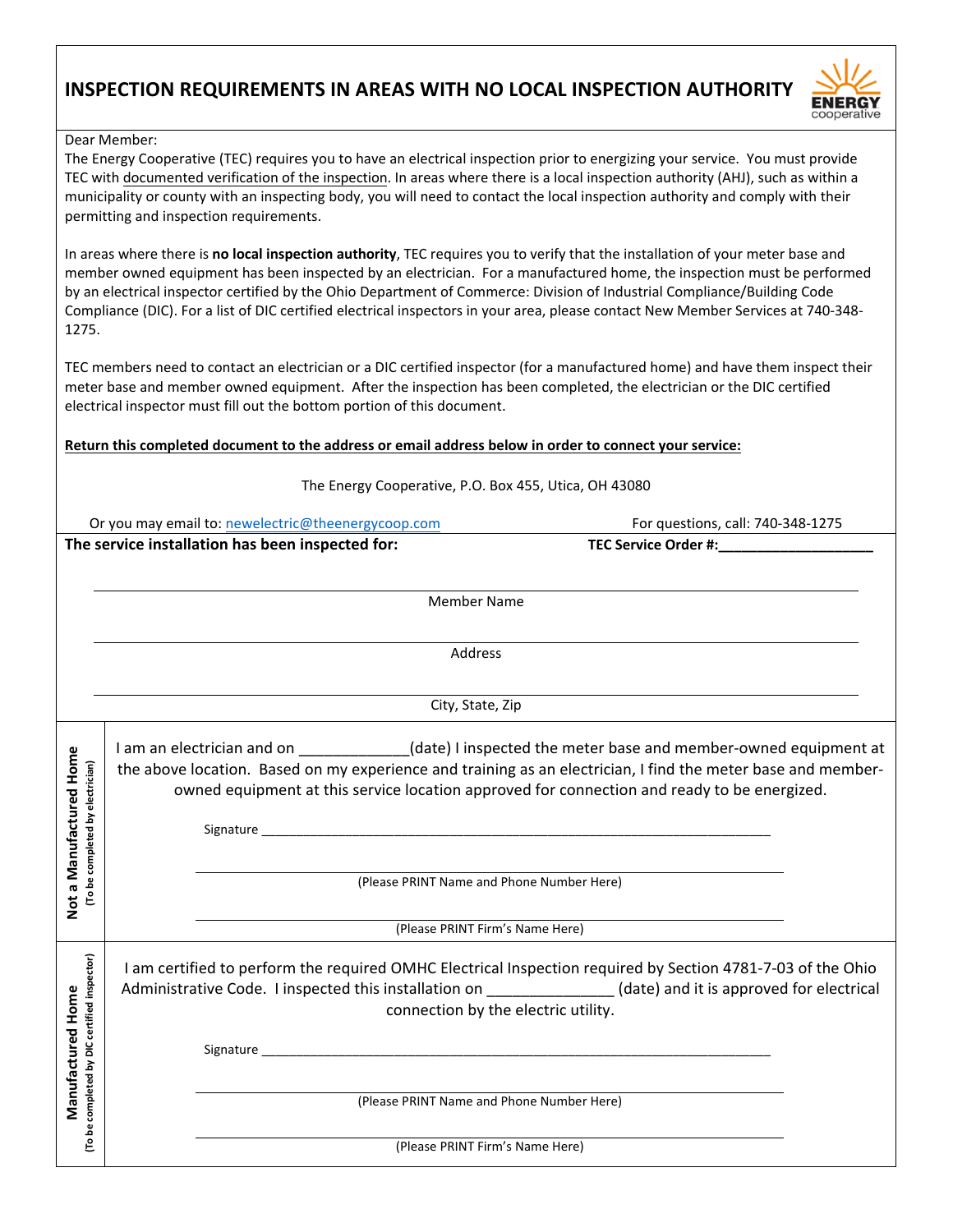# INSPECTION REQUIREMENTS IN AREAS WITH NO LOCAL INSPECTION AUTHORITY

Dear Member:

The Energy Cooperative (TEC) requires you to have an electrical inspection prior to energizing your service. You must provide TEC with documented verification of the inspection. In areas where there is a local inspection authority (AHJ), such as within a municipality or county with an inspecting body, you will need to contact the local inspection authority and comply with their permitting and inspection requirements.

In areas where there is **no local inspection authority**, TEC requires you to verify that the installation of your meter base and member owned equipment has been inspected by an electrician. For a manufactured home, the inspection must be performed by an electrical inspector certified by the Ohio Department of Commerce: Division of Industrial Compliance/Building Code Compliance (DIC). For a list of DIC certified electrical inspectors in your area, please contact New Member Services at 740-348-1275.

TEC members need to contact an electrician or a DIC certified inspector (for a manufactured home) and have them inspect their meter base and member owned equipment. After the inspection has been completed, the electrician or the DIC certified electrical inspector must fill out the bottom portion of this document.

**Return this completed document to the address or email address below in order to connect your service:**

The Energy Cooperative, P.O. Box 455, Utica, OH 43080

Or you may email to: newelectric@theenergycoop.com

For questions, call: 740-348-1275

**The service installation has been inspected for:** **TEC Service Order #:____________________**

______________________________________________
Member Name

______________________________________________
Address

______________________________________________
City, State, Zip

## Not a Manufactured Home (To be completed by electrician)

I am an electrician and on _____________(date) I inspected the meter base and member-owned equipment at the above location. Based on my experience and training as an electrician, I find the meter base and member-owned equipment at this service location approved for connection and ready to be energized.

Signature ______________________________________________

______________________________________________
(Please PRINT Name and Phone Number Here)

______________________________________________
(Please PRINT Firm's Name Here)

## Manufactured Home (To be completed by DIC certified inspector)

I am certified to perform the required OMHC Electrical Inspection required by Section 4781-7-03 of the Ohio Administrative Code. I inspected this installation on ______________ (date) and it is approved for electrical connection by the electric utility.

Signature ______________________________________________

______________________________________________
(Please PRINT Name and Phone Number Here)

______________________________________________
(Please PRINT Firm's Name Here)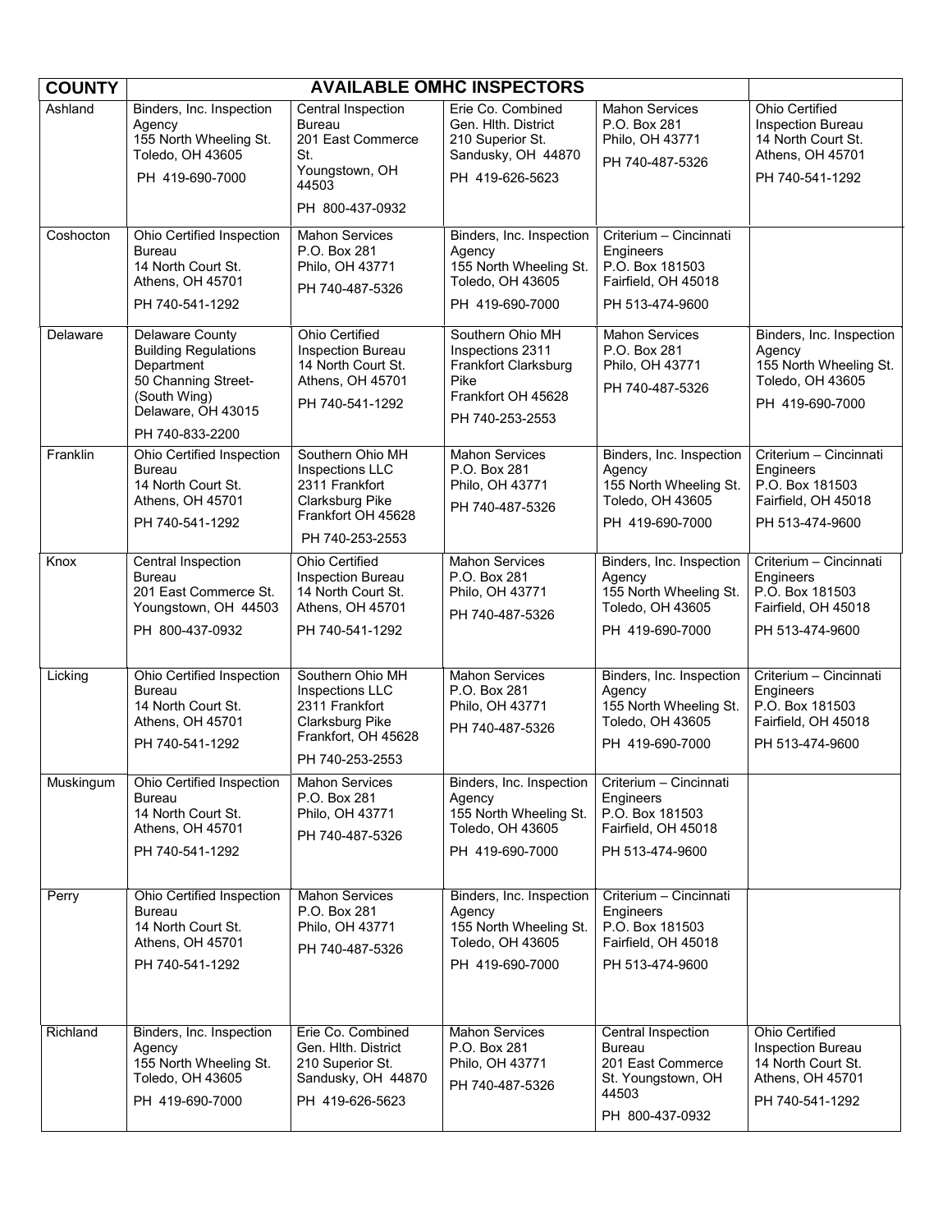| COUNTY | AVAILABLE OMHC INSPECTORS | | | | |
|---|---|---|---|---|---|
| Ashland | Binders, Inc. Inspection Agency<br>155 North Wheeling St.<br>Toledo, OH 43605<br>PH 419-690-7000 | Central Inspection Bureau<br>201 East Commerce St.<br>Youngstown, OH 44503<br>PH 800-437-0932 | Erie Co. Combined Gen. Hlth. District<br>210 Superior St.<br>Sandusky, OH 44870<br>PH 419-626-5623 | Mahon Services<br>P.O. Box 281<br>Philo, OH 43771<br>PH 740-487-5326 | Ohio Certified Inspection Bureau<br>14 North Court St.<br>Athens, OH 45701<br>PH 740-541-1292 |
| Coshocton | Ohio Certified Inspection Bureau<br>14 North Court St.<br>Athens, OH 45701<br>PH 740-541-1292 | Mahon Services<br>P.O. Box 281<br>Philo, OH 43771<br>PH 740-487-5326 | Binders, Inc. Inspection Agency<br>155 North Wheeling St.<br>Toledo, OH 43605<br>PH 419-690-7000 | Criterium – Cincinnati Engineers<br>P.O. Box 181503<br>Fairfield, OH 45018<br>PH 513-474-9600 | |
| Delaware | Delaware County Building Regulations Department<br>50 Channing Street- (South Wing)<br>Delaware, OH 43015<br>PH 740-833-2200 | Ohio Certified Inspection Bureau<br>14 North Court St.<br>Athens, OH 45701<br>PH 740-541-1292 | Southern Ohio MH Inspections 2311 Frankfort Clarksburg Pike<br>Frankfort OH 45628<br>PH 740-253-2553 | Mahon Services<br>P.O. Box 281<br>Philo, OH 43771<br>PH 740-487-5326 | Binders, Inc. Inspection Agency<br>155 North Wheeling St.<br>Toledo, OH 43605<br>PH 419-690-7000 |
| Franklin | Ohio Certified Inspection Bureau<br>14 North Court St.<br>Athens, OH 45701<br>PH 740-541-1292 | Southern Ohio MH Inspections LLC<br>2311 Frankfort Clarksburg Pike<br>Frankfort OH 45628<br>PH 740-253-2553 | Mahon Services<br>P.O. Box 281<br>Philo, OH 43771<br>PH 740-487-5326 | Binders, Inc. Inspection Agency<br>155 North Wheeling St.<br>Toledo, OH 43605<br>PH 419-690-7000 | Criterium – Cincinnati Engineers<br>P.O. Box 181503<br>Fairfield, OH 45018<br>PH 513-474-9600 |
| Knox | Central Inspection Bureau<br>201 East Commerce St.<br>Youngstown, OH 44503<br>PH 800-437-0932 | Ohio Certified Inspection Bureau<br>14 North Court St.<br>Athens, OH 45701<br>PH 740-541-1292 | Mahon Services<br>P.O. Box 281<br>Philo, OH 43771<br>PH 740-487-5326 | Binders, Inc. Inspection Agency<br>155 North Wheeling St.<br>Toledo, OH 43605<br>PH 419-690-7000 | Criterium – Cincinnati Engineers<br>P.O. Box 181503<br>Fairfield, OH 45018<br>PH 513-474-9600 |
| Licking | Ohio Certified Inspection Bureau<br>14 North Court St.<br>Athens, OH 45701<br>PH 740-541-1292 | Southern Ohio MH Inspections LLC<br>2311 Frankfort Clarksburg Pike<br>Frankfort, OH 45628<br>PH 740-253-2553 | Mahon Services<br>P.O. Box 281<br>Philo, OH 43771<br>PH 740-487-5326 | Binders, Inc. Inspection Agency<br>155 North Wheeling St.<br>Toledo, OH 43605<br>PH 419-690-7000 | Criterium – Cincinnati Engineers<br>P.O. Box 181503<br>Fairfield, OH 45018<br>PH 513-474-9600 |
| Muskingum | Ohio Certified Inspection Bureau<br>14 North Court St.<br>Athens, OH 45701<br>PH 740-541-1292 | Mahon Services<br>P.O. Box 281<br>Philo, OH 43771<br>PH 740-487-5326 | Binders, Inc. Inspection Agency<br>155 North Wheeling St.<br>Toledo, OH 43605<br>PH 419-690-7000 | Criterium – Cincinnati Engineers<br>P.O. Box 181503<br>Fairfield, OH 45018<br>PH 513-474-9600 | |
| Perry | Ohio Certified Inspection Bureau<br>14 North Court St.<br>Athens, OH 45701<br>PH 740-541-1292 | Mahon Services<br>P.O. Box 281<br>Philo, OH 43771<br>PH 740-487-5326 | Binders, Inc. Inspection Agency<br>155 North Wheeling St.<br>Toledo, OH 43605<br>PH 419-690-7000 | Criterium – Cincinnati Engineers<br>P.O. Box 181503<br>Fairfield, OH 45018<br>PH 513-474-9600 | |
| Richland | Binders, Inc. Inspection Agency<br>155 North Wheeling St.<br>Toledo, OH 43605<br>PH 419-690-7000 | Erie Co. Combined Gen. Hlth. District<br>210 Superior St.<br>Sandusky, OH 44870<br>PH 419-626-5623 | Mahon Services<br>P.O. Box 281<br>Philo, OH 43771<br>PH 740-487-5326 | Central Inspection Bureau<br>201 East Commerce St. Youngstown, OH 44503<br>PH 800-437-0932 | Ohio Certified Inspection Bureau<br>14 North Court St.<br>Athens, OH 45701<br>PH 740-541-1292 |